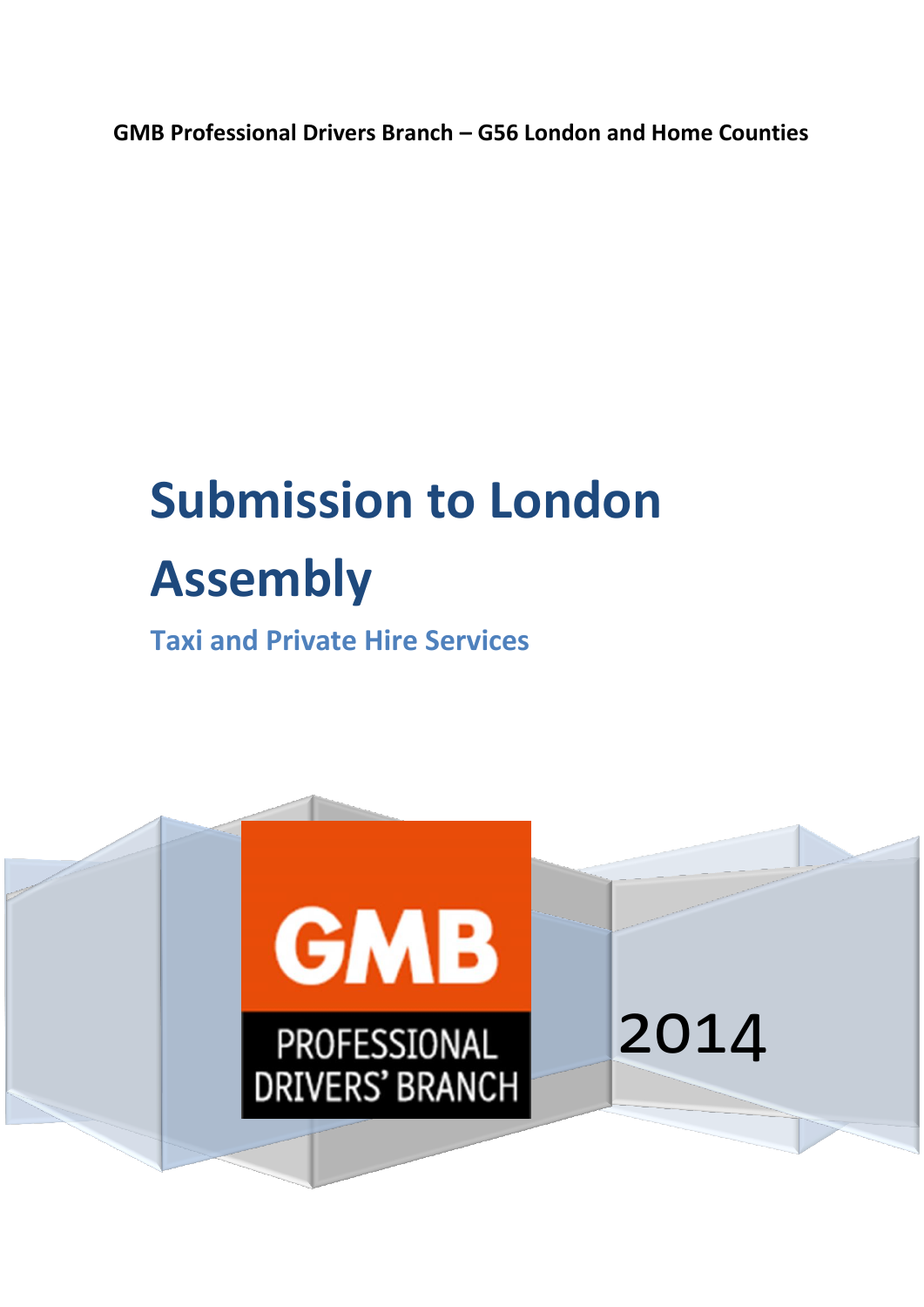GMB Professional Drivers Branch – G56 London and Home Counties

# Submission to London Assembly

## Taxi and Private Hire Services

GMB

PROFESSIONAL DRIVERS' BRANCH

2014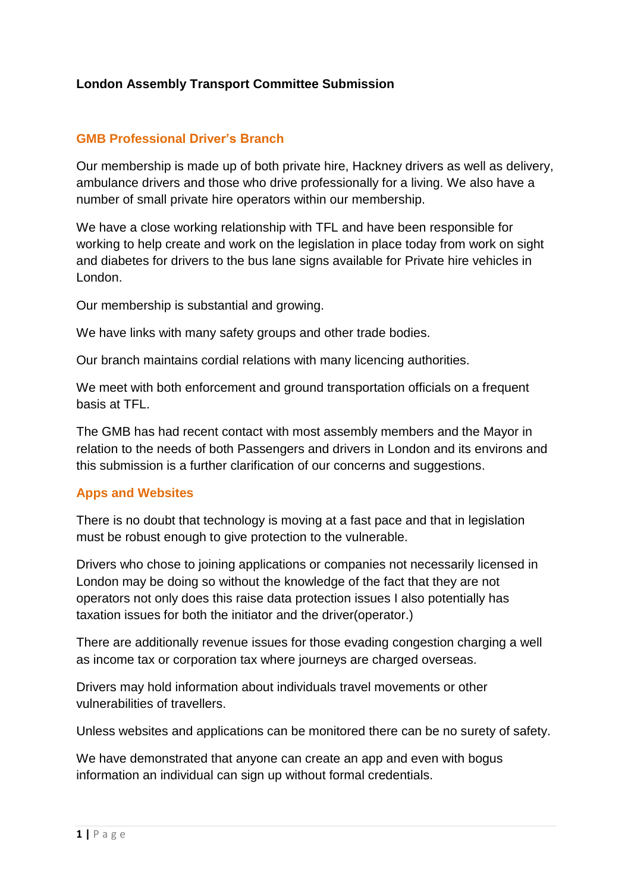**London Assembly Transport Committee Submission**

## GMB Professional Driver's Branch

Our membership is made up of both private hire, Hackney drivers as well as delivery, ambulance drivers and those who drive professionally for a living. We also have a number of small private hire operators within our membership.

We have a close working relationship with TFL and have been responsible for working to help create and work on the legislation in place today from work on sight and diabetes for drivers to the bus lane signs available for Private hire vehicles in London.

Our membership is substantial and growing.

We have links with many safety groups and other trade bodies.

Our branch maintains cordial relations with many licencing authorities.

We meet with both enforcement and ground transportation officials on a frequent basis at TFL.

The GMB has had recent contact with most assembly members and the Mayor in relation to the needs of both Passengers and drivers in London and its environs and this submission is a further clarification of our concerns and suggestions.

## Apps and Websites

There is no doubt that technology is moving at a fast pace and that in legislation must be robust enough to give protection to the vulnerable.

Drivers who chose to joining applications or companies not necessarily licensed in London may be doing so without the knowledge of the fact that they are not operators not only does this raise data protection issues I also potentially has taxation issues for both the initiator and the driver(operator.)

There are additionally revenue issues for those evading congestion charging a well as income tax or corporation tax where journeys are charged overseas.

Drivers may hold information about individuals travel movements or other vulnerabilities of travellers.

Unless websites and applications can be monitored there can be no surety of safety.

We have demonstrated that anyone can create an app and even with bogus information an individual can sign up without formal credentials.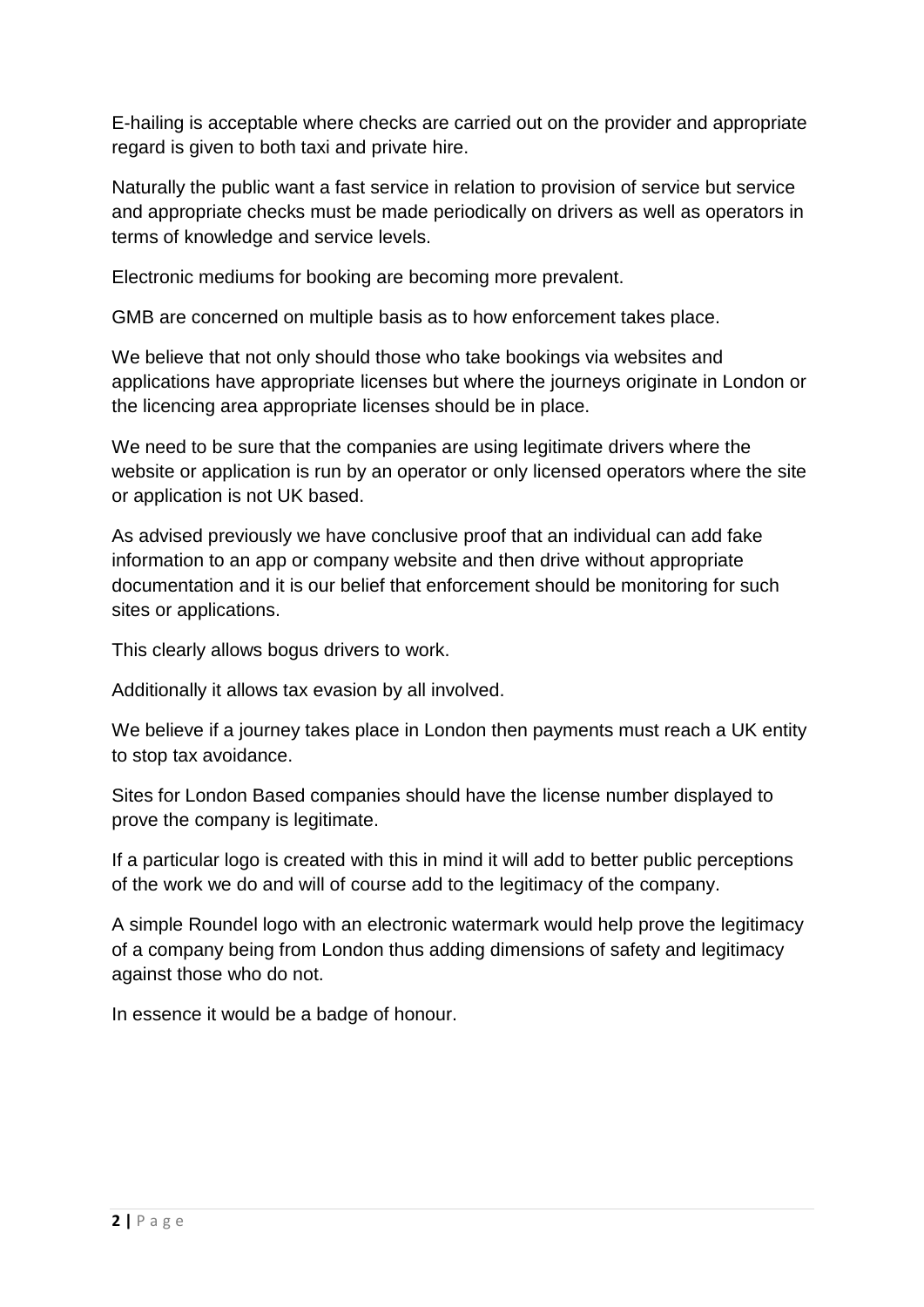E-hailing is acceptable where checks are carried out on the provider and appropriate regard is given to both taxi and private hire.

Naturally the public want a fast service in relation to provision of service but service and appropriate checks must be made periodically on drivers as well as operators in terms of knowledge and service levels.

Electronic mediums for booking are becoming more prevalent.

GMB are concerned on multiple basis as to how enforcement takes place.

We believe that not only should those who take bookings via websites and applications have appropriate licenses but where the journeys originate in London or the licencing area appropriate licenses should be in place.

We need to be sure that the companies are using legitimate drivers where the website or application is run by an operator or only licensed operators where the site or application is not UK based.

As advised previously we have conclusive proof that an individual can add fake information to an app or company website and then drive without appropriate documentation and it is our belief that enforcement should be monitoring for such sites or applications.

This clearly allows bogus drivers to work.

Additionally it allows tax evasion by all involved.

We believe if a journey takes place in London then payments must reach a UK entity to stop tax avoidance.

Sites for London Based companies should have the license number displayed to prove the company is legitimate.

If a particular logo is created with this in mind it will add to better public perceptions of the work we do and will of course add to the legitimacy of the company.

A simple Roundel logo with an electronic watermark would help prove the legitimacy of a company being from London thus adding dimensions of safety and legitimacy against those who do not.

In essence it would be a badge of honour.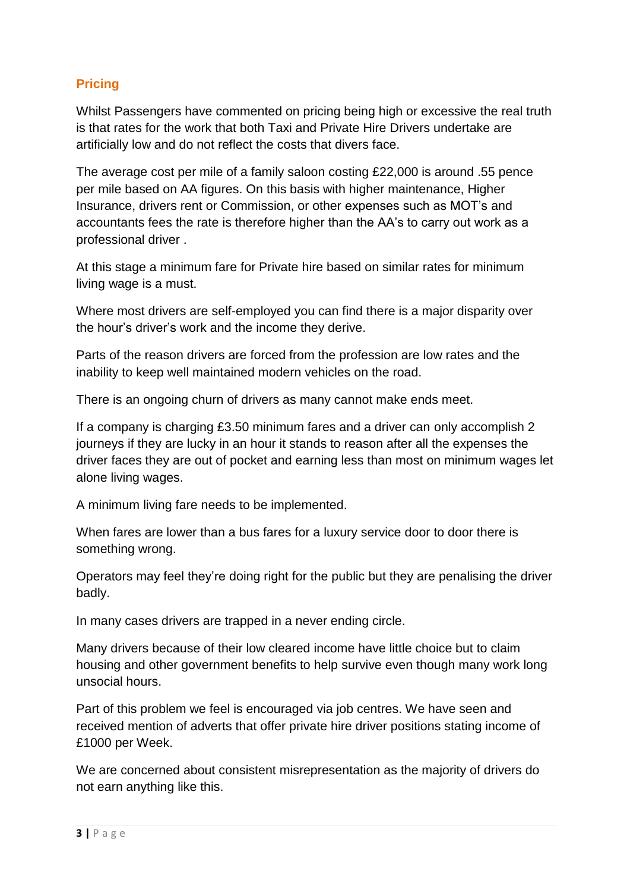## Pricing

Whilst Passengers have commented on pricing being high or excessive the real truth is that rates for the work that both Taxi and Private Hire Drivers undertake are artificially low and do not reflect the costs that divers face.

The average cost per mile of a family saloon costing £22,000 is around .55 pence per mile based on AA figures. On this basis with higher maintenance, Higher Insurance, drivers rent or Commission, or other expenses such as MOT's and accountants fees the rate is therefore higher than the AA's to carry out work as a professional driver .

At this stage a minimum fare for Private hire based on similar rates for minimum living wage is a must.

Where most drivers are self-employed you can find there is a major disparity over the hour's driver's work and the income they derive.

Parts of the reason drivers are forced from the profession are low rates and the inability to keep well maintained modern vehicles on the road.

There is an ongoing churn of drivers as many cannot make ends meet.

If a company is charging £3.50 minimum fares and a driver can only accomplish 2 journeys if they are lucky in an hour it stands to reason after all the expenses the driver faces they are out of pocket and earning less than most on minimum wages let alone living wages.

A minimum living fare needs to be implemented.

When fares are lower than a bus fares for a luxury service door to door there is something wrong.

Operators may feel they're doing right for the public but they are penalising the driver badly.

In many cases drivers are trapped in a never ending circle.

Many drivers because of their low cleared income have little choice but to claim housing and other government benefits to help survive even though many work long unsocial hours.

Part of this problem we feel is encouraged via job centres. We have seen and received mention of adverts that offer private hire driver positions stating income of £1000 per Week.

We are concerned about consistent misrepresentation as the majority of drivers do not earn anything like this.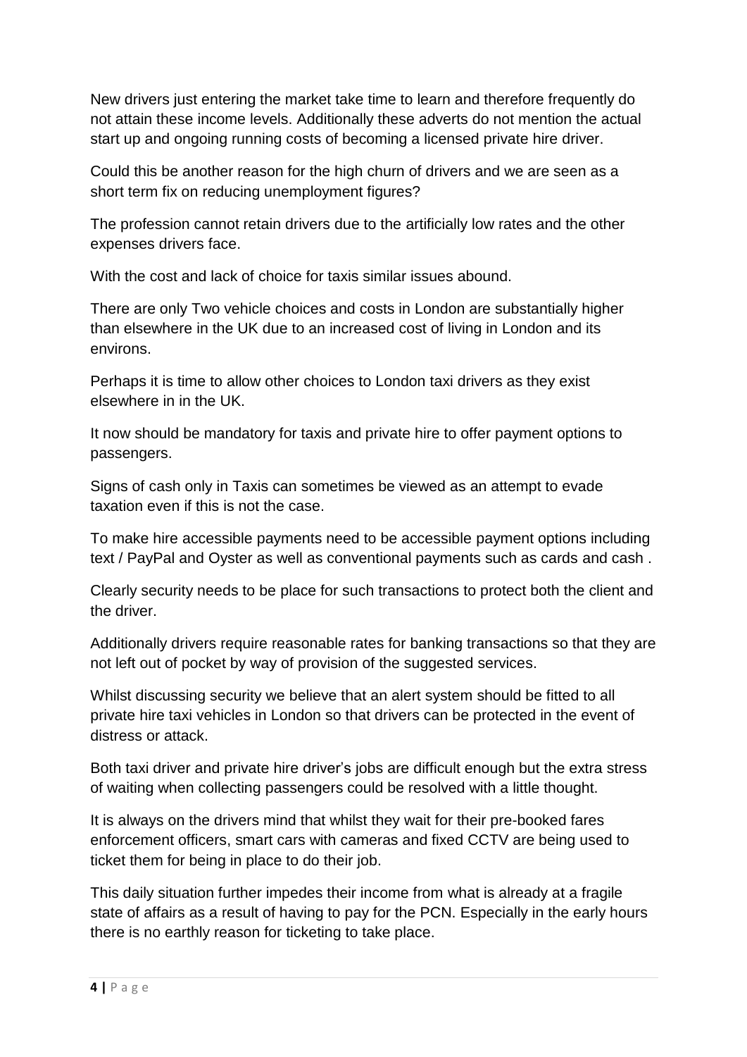New drivers just entering the market take time to learn and therefore frequently do not attain these income levels. Additionally these adverts do not mention the actual start up and ongoing running costs of becoming a licensed private hire driver.

Could this be another reason for the high churn of drivers and we are seen as a short term fix on reducing unemployment figures?

The profession cannot retain drivers due to the artificially low rates and the other expenses drivers face.

With the cost and lack of choice for taxis similar issues abound.

There are only Two vehicle choices and costs in London are substantially higher than elsewhere in the UK due to an increased cost of living in London and its environs.

Perhaps it is time to allow other choices to London taxi drivers as they exist elsewhere in in the UK.

It now should be mandatory for taxis and private hire to offer payment options to passengers.

Signs of cash only in Taxis can sometimes be viewed as an attempt to evade taxation even if this is not the case.

To make hire accessible payments need to be accessible payment options including text / PayPal and Oyster as well as conventional payments such as cards and cash .

Clearly security needs to be place for such transactions to protect both the client and the driver.

Additionally drivers require reasonable rates for banking transactions so that they are not left out of pocket by way of provision of the suggested services.

Whilst discussing security we believe that an alert system should be fitted to all private hire taxi vehicles in London so that drivers can be protected in the event of distress or attack.

Both taxi driver and private hire driver's jobs are difficult enough but the extra stress of waiting when collecting passengers could be resolved with a little thought.

It is always on the drivers mind that whilst they wait for their pre-booked fares enforcement officers, smart cars with cameras and fixed CCTV are being used to ticket them for being in place to do their job.

This daily situation further impedes their income from what is already at a fragile state of affairs as a result of having to pay for the PCN. Especially in the early hours there is no earthly reason for ticketing to take place.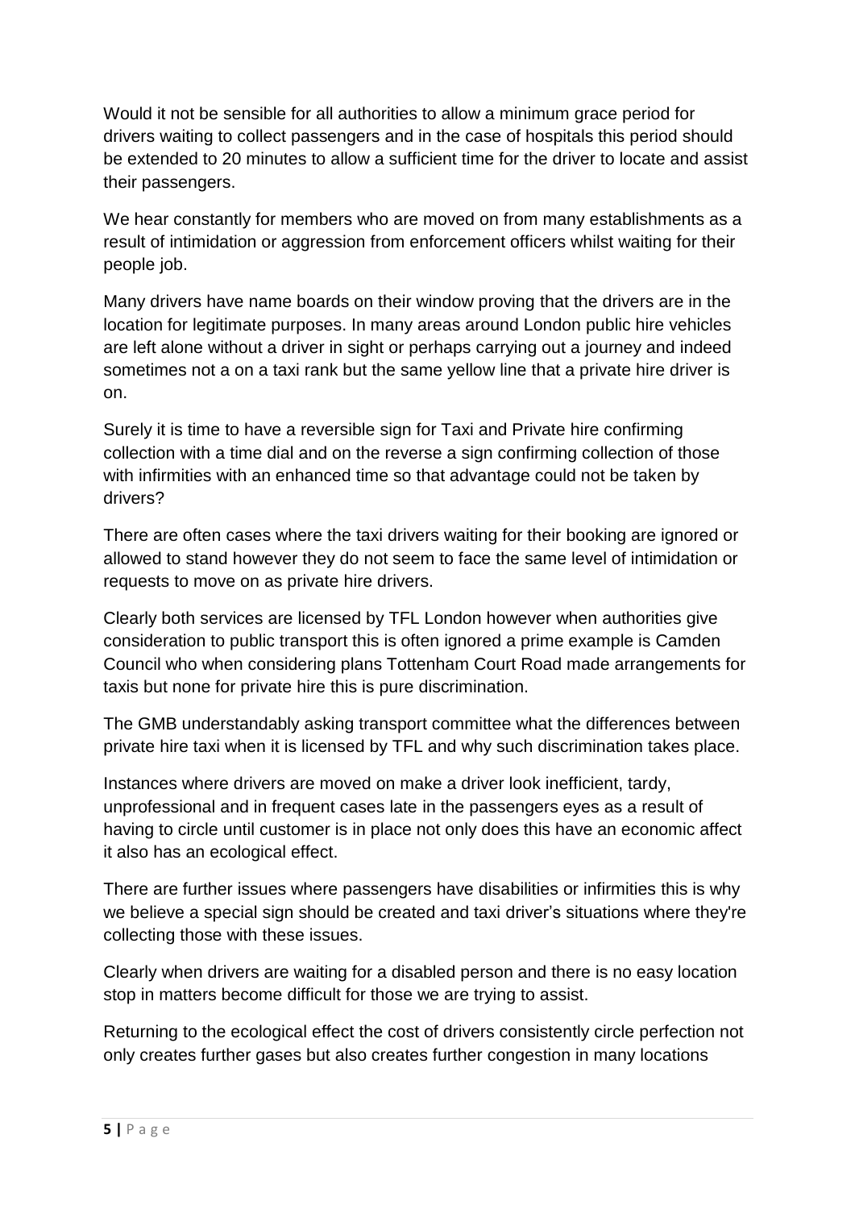Would it not be sensible for all authorities to allow a minimum grace period for drivers waiting to collect passengers and in the case of hospitals this period should be extended to 20 minutes to allow a sufficient time for the driver to locate and assist their passengers.

We hear constantly for members who are moved on from many establishments as a result of intimidation or aggression from enforcement officers whilst waiting for their people job.

Many drivers have name boards on their window proving that the drivers are in the location for legitimate purposes. In many areas around London public hire vehicles are left alone without a driver in sight or perhaps carrying out a journey and indeed sometimes not a on a taxi rank but the same yellow line that a private hire driver is on.

Surely it is time to have a reversible sign for Taxi and Private hire confirming collection with a time dial and on the reverse a sign confirming collection of those with infirmities with an enhanced time so that advantage could not be taken by drivers?

There are often cases where the taxi drivers waiting for their booking are ignored or allowed to stand however they do not seem to face the same level of intimidation or requests to move on as private hire drivers.

Clearly both services are licensed by TFL London however when authorities give consideration to public transport this is often ignored a prime example is Camden Council who when considering plans Tottenham Court Road made arrangements for taxis but none for private hire this is pure discrimination.

The GMB understandably asking transport committee what the differences between private hire taxi when it is licensed by TFL and why such discrimination takes place.

Instances where drivers are moved on make a driver look inefficient, tardy, unprofessional and in frequent cases late in the passengers eyes as a result of having to circle until customer is in place not only does this have an economic affect it also has an ecological effect.

There are further issues where passengers have disabilities or infirmities this is why we believe a special sign should be created and taxi driver's situations where they're collecting those with these issues.

Clearly when drivers are waiting for a disabled person and there is no easy location stop in matters become difficult for those we are trying to assist.

Returning to the ecological effect the cost of drivers consistently circle perfection not only creates further gases but also creates further congestion in many locations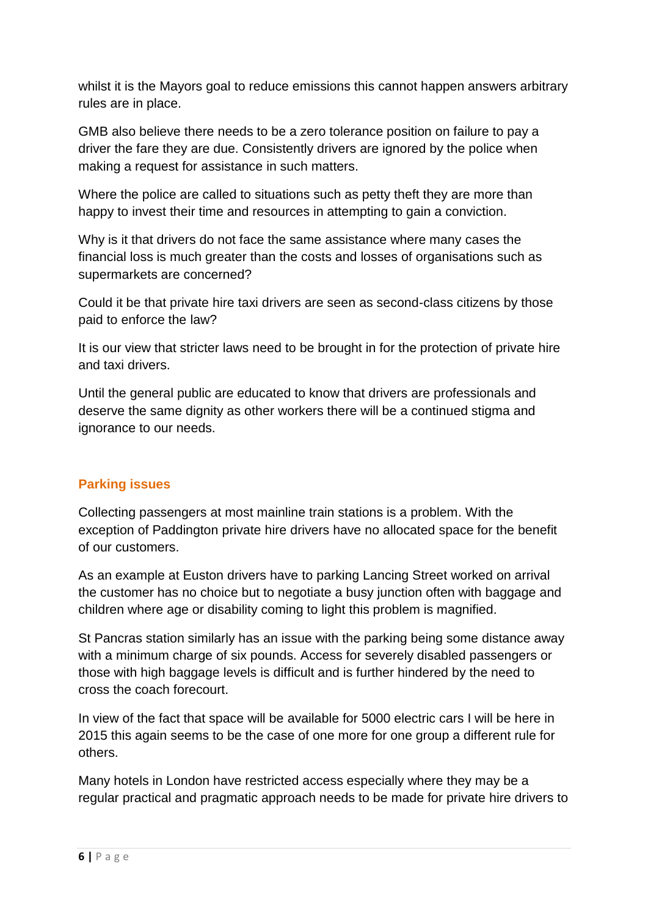whilst it is the Mayors goal to reduce emissions this cannot happen answers arbitrary rules are in place.

GMB also believe there needs to be a zero tolerance position on failure to pay a driver the fare they are due. Consistently drivers are ignored by the police when making a request for assistance in such matters.

Where the police are called to situations such as petty theft they are more than happy to invest their time and resources in attempting to gain a conviction.

Why is it that drivers do not face the same assistance where many cases the financial loss is much greater than the costs and losses of organisations such as supermarkets are concerned?

Could it be that private hire taxi drivers are seen as second-class citizens by those paid to enforce the law?

It is our view that stricter laws need to be brought in for the protection of private hire and taxi drivers.

Until the general public are educated to know that drivers are professionals and deserve the same dignity as other workers there will be a continued stigma and ignorance to our needs.

## Parking issues

Collecting passengers at most mainline train stations is a problem. With the exception of Paddington private hire drivers have no allocated space for the benefit of our customers.

As an example at Euston drivers have to parking Lancing Street worked on arrival the customer has no choice but to negotiate a busy junction often with baggage and children where age or disability coming to light this problem is magnified.

St Pancras station similarly has an issue with the parking being some distance away with a minimum charge of six pounds. Access for severely disabled passengers or those with high baggage levels is difficult and is further hindered by the need to cross the coach forecourt.

In view of the fact that space will be available for 5000 electric cars I will be here in 2015 this again seems to be the case of one more for one group a different rule for others.

Many hotels in London have restricted access especially where they may be a regular practical and pragmatic approach needs to be made for private hire drivers to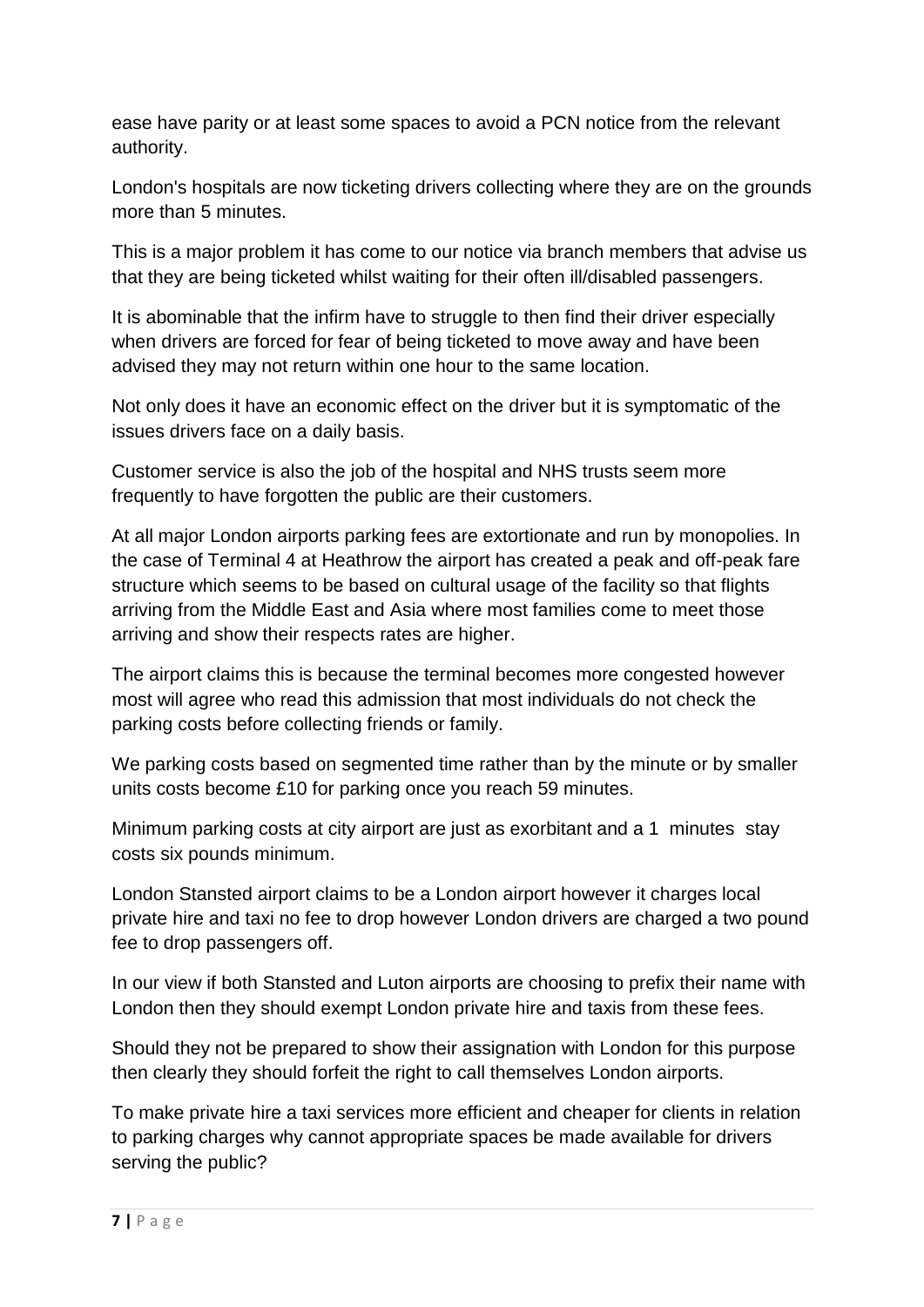ease have parity or at least some spaces to avoid a PCN notice from the relevant authority.

London's hospitals are now ticketing drivers collecting where they are on the grounds more than 5 minutes.

This is a major problem it has come to our notice via branch members that advise us that they are being ticketed whilst waiting for their often ill/disabled passengers.

It is abominable that the infirm have to struggle to then find their driver especially when drivers are forced for fear of being ticketed to move away and have been advised they may not return within one hour to the same location.

Not only does it have an economic effect on the driver but it is symptomatic of the issues drivers face on a daily basis.

Customer service is also the job of the hospital and NHS trusts seem more frequently to have forgotten the public are their customers.

At all major London airports parking fees are extortionate and run by monopolies. In the case of Terminal 4 at Heathrow the airport has created a peak and off-peak fare structure which seems to be based on cultural usage of the facility so that flights arriving from the Middle East and Asia where most families come to meet those arriving and show their respects rates are higher.

The airport claims this is because the terminal becomes more congested however most will agree who read this admission that most individuals do not check the parking costs before collecting friends or family.

We parking costs based on segmented time rather than by the minute or by smaller units costs become £10 for parking once you reach 59 minutes.

Minimum parking costs at city airport are just as exorbitant and a 1 minutes stay costs six pounds minimum.

London Stansted airport claims to be a London airport however it charges local private hire and taxi no fee to drop however London drivers are charged a two pound fee to drop passengers off.

In our view if both Stansted and Luton airports are choosing to prefix their name with London then they should exempt London private hire and taxis from these fees.

Should they not be prepared to show their assignation with London for this purpose then clearly they should forfeit the right to call themselves London airports.

To make private hire a taxi services more efficient and cheaper for clients in relation to parking charges why cannot appropriate spaces be made available for drivers serving the public?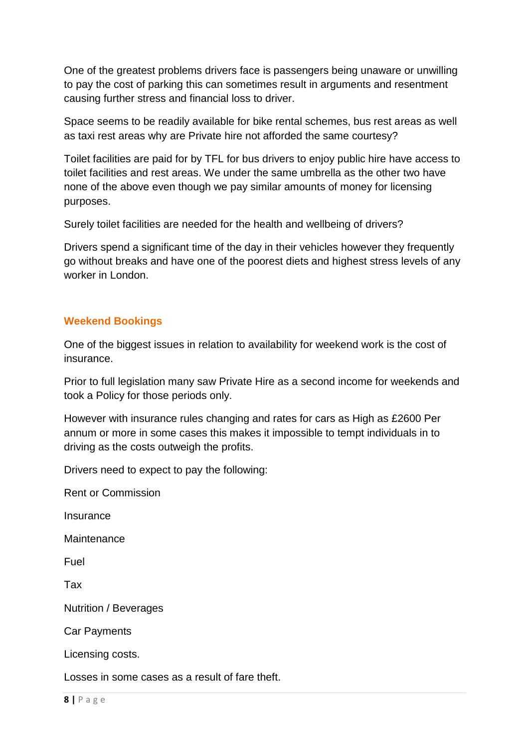One of the greatest problems drivers face is passengers being unaware or unwilling to pay the cost of parking this can sometimes result in arguments and resentment causing further stress and financial loss to driver.

Space seems to be readily available for bike rental schemes, bus rest areas as well as taxi rest areas why are Private hire not afforded the same courtesy?

Toilet facilities are paid for by TFL for bus drivers to enjoy public hire have access to toilet facilities and rest areas. We under the same umbrella as the other two have none of the above even though we pay similar amounts of money for licensing purposes.

Surely toilet facilities are needed for the health and wellbeing of drivers?

Drivers spend a significant time of the day in their vehicles however they frequently go without breaks and have one of the poorest diets and highest stress levels of any worker in London.

## Weekend Bookings

One of the biggest issues in relation to availability for weekend work is the cost of insurance.

Prior to full legislation many saw Private Hire as a second income for weekends and took a Policy for those periods only.

However with insurance rules changing and rates for cars as High as £2600 Per annum or more in some cases this makes it impossible to tempt individuals in to driving as the costs outweigh the profits.

Drivers need to expect to pay the following:

Rent or Commission

Insurance

Maintenance

Fuel

Tax

Nutrition / Beverages

Car Payments

Licensing costs.

Losses in some cases as a result of fare theft.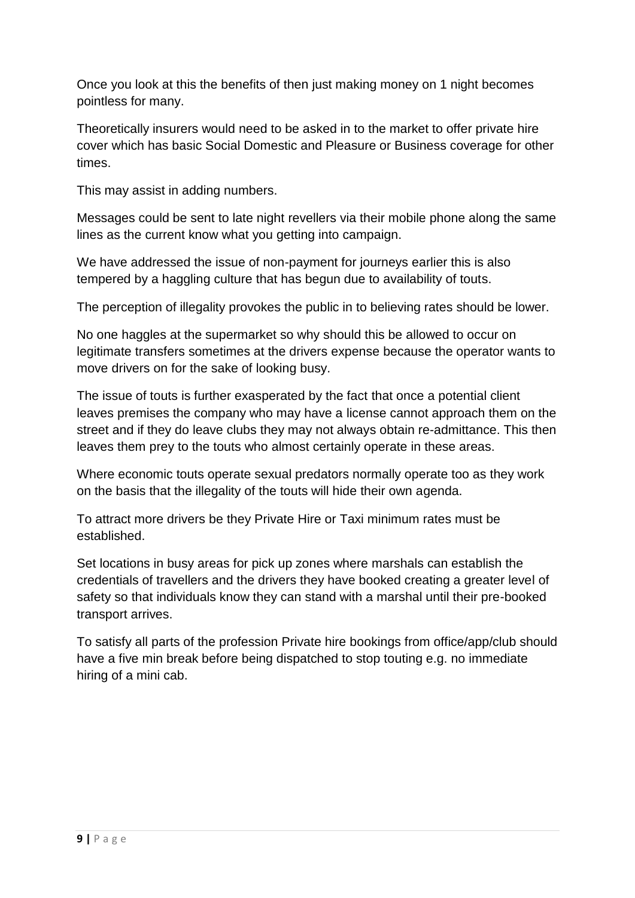Once you look at this the benefits of then just making money on 1 night becomes pointless for many.

Theoretically insurers would need to be asked in to the market to offer private hire cover which has basic Social Domestic and Pleasure or Business coverage for other times.

This may assist in adding numbers.

Messages could be sent to late night revellers via their mobile phone along the same lines as the current know what you getting into campaign.

We have addressed the issue of non-payment for journeys earlier this is also tempered by a haggling culture that has begun due to availability of touts.

The perception of illegality provokes the public in to believing rates should be lower.

No one haggles at the supermarket so why should this be allowed to occur on legitimate transfers sometimes at the drivers expense because the operator wants to move drivers on for the sake of looking busy.

The issue of touts is further exasperated by the fact that once a potential client leaves premises the company who may have a license cannot approach them on the street and if they do leave clubs they may not always obtain re-admittance. This then leaves them prey to the touts who almost certainly operate in these areas.

Where economic touts operate sexual predators normally operate too as they work on the basis that the illegality of the touts will hide their own agenda.

To attract more drivers be they Private Hire or Taxi minimum rates must be established.

Set locations in busy areas for pick up zones where marshals can establish the credentials of travellers and the drivers they have booked creating a greater level of safety so that individuals know they can stand with a marshal until their pre-booked transport arrives.

To satisfy all parts of the profession Private hire bookings from office/app/club should have a five min break before being dispatched to stop touting e.g. no immediate hiring of a mini cab.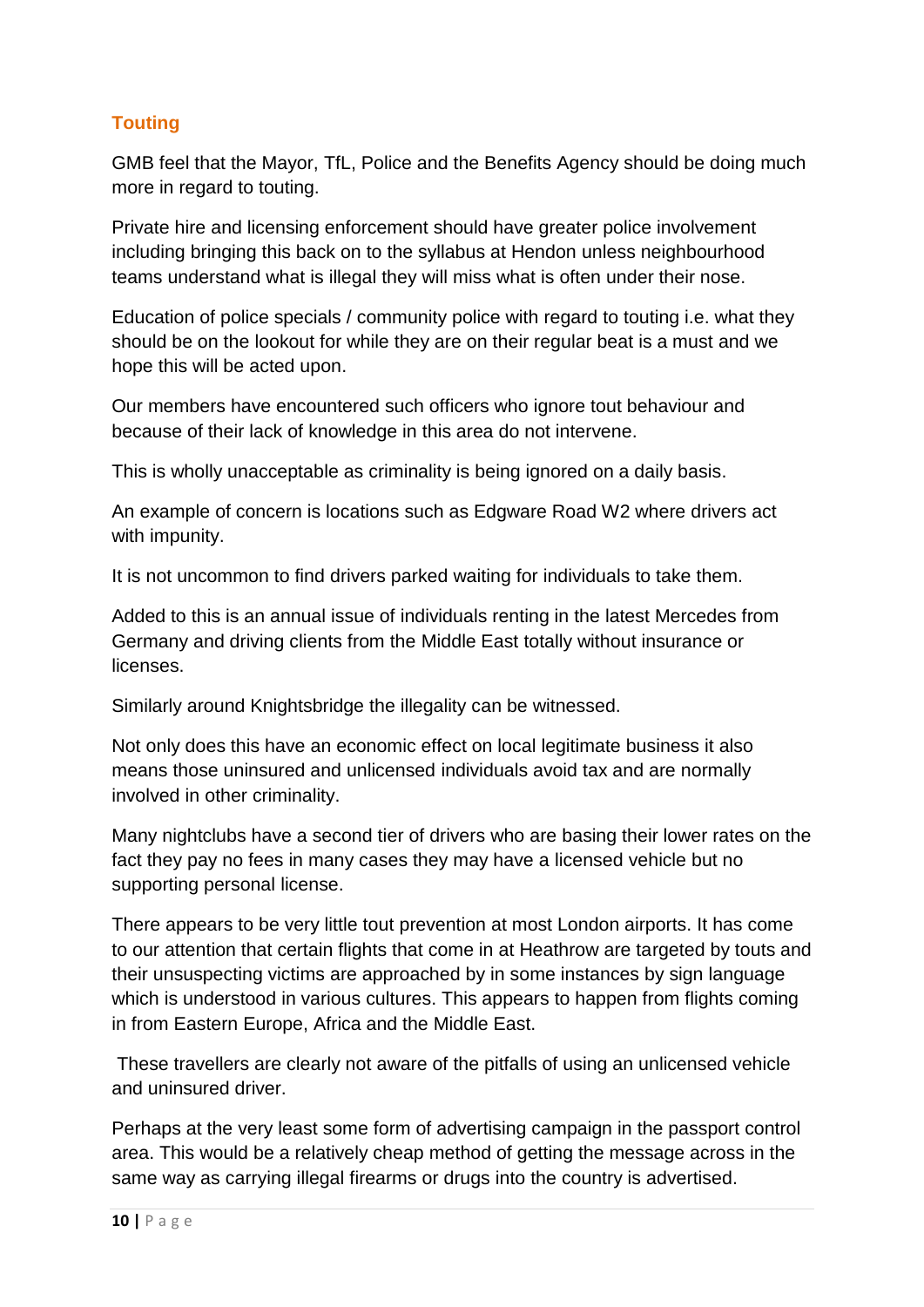## Touting

GMB feel that the Mayor, TfL, Police and the Benefits Agency should be doing much more in regard to touting.

Private hire and licensing enforcement should have greater police involvement including bringing this back on to the syllabus at Hendon unless neighbourhood teams understand what is illegal they will miss what is often under their nose.

Education of police specials / community police with regard to touting i.e. what they should be on the lookout for while they are on their regular beat is a must and we hope this will be acted upon.

Our members have encountered such officers who ignore tout behaviour and because of their lack of knowledge in this area do not intervene.

This is wholly unacceptable as criminality is being ignored on a daily basis.

An example of concern is locations such as Edgware Road W2 where drivers act with impunity.

It is not uncommon to find drivers parked waiting for individuals to take them.

Added to this is an annual issue of individuals renting in the latest Mercedes from Germany and driving clients from the Middle East totally without insurance or licenses.

Similarly around Knightsbridge the illegality can be witnessed.

Not only does this have an economic effect on local legitimate business it also means those uninsured and unlicensed individuals avoid tax and are normally involved in other criminality.

Many nightclubs have a second tier of drivers who are basing their lower rates on the fact they pay no fees in many cases they may have a licensed vehicle but no supporting personal license.

There appears to be very little tout prevention at most London airports. It has come to our attention that certain flights that come in at Heathrow are targeted by touts and their unsuspecting victims are approached by in some instances by sign language which is understood in various cultures. This appears to happen from flights coming in from Eastern Europe, Africa and the Middle East.

These travellers are clearly not aware of the pitfalls of using an unlicensed vehicle and uninsured driver.

Perhaps at the very least some form of advertising campaign in the passport control area. This would be a relatively cheap method of getting the message across in the same way as carrying illegal firearms or drugs into the country is advertised.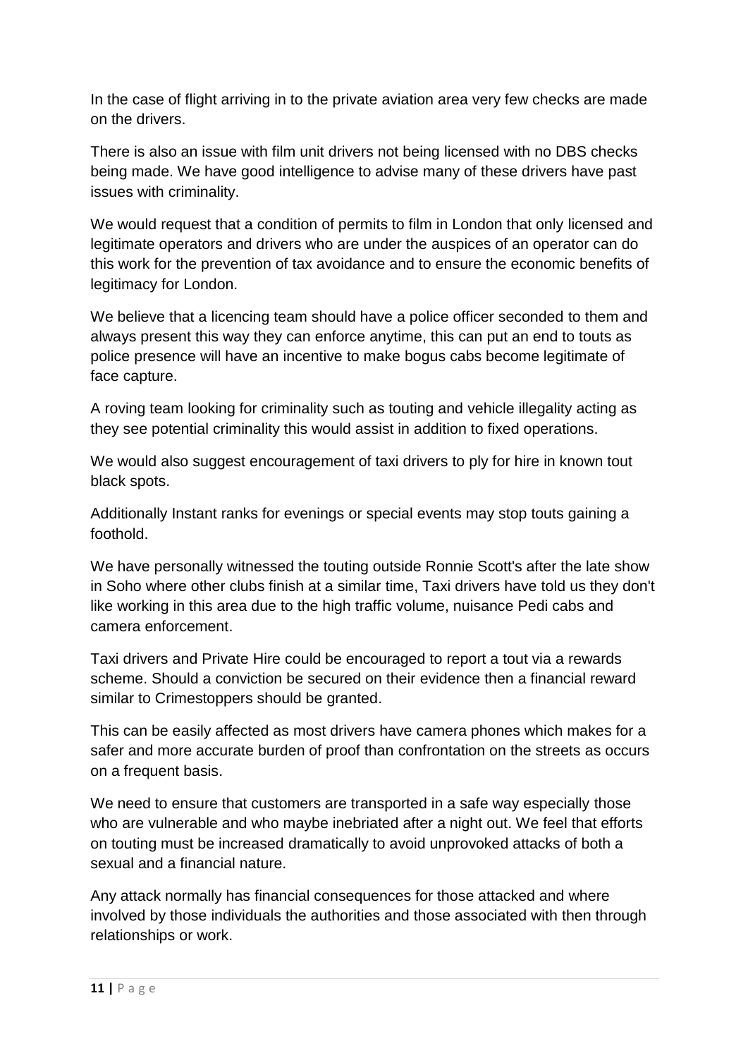In the case of flight arriving in to the private aviation area very few checks are made on the drivers.

There is also an issue with film unit drivers not being licensed with no DBS checks being made. We have good intelligence to advise many of these drivers have past issues with criminality.

We would request that a condition of permits to film in London that only licensed and legitimate operators and drivers who are under the auspices of an operator can do this work for the prevention of tax avoidance and to ensure the economic benefits of legitimacy for London.

We believe that a licencing team should have a police officer seconded to them and always present this way they can enforce anytime, this can put an end to touts as police presence will have an incentive to make bogus cabs become legitimate of face capture.

A roving team looking for criminality such as touting and vehicle illegality acting as they see potential criminality this would assist in addition to fixed operations.

We would also suggest encouragement of taxi drivers to ply for hire in known tout black spots.

Additionally Instant ranks for evenings or special events may stop touts gaining a foothold.

We have personally witnessed the touting outside Ronnie Scott's after the late show in Soho where other clubs finish at a similar time, Taxi drivers have told us they don't like working in this area due to the high traffic volume, nuisance Pedi cabs and camera enforcement.

Taxi drivers and Private Hire could be encouraged to report a tout via a rewards scheme. Should a conviction be secured on their evidence then a financial reward similar to Crimestoppers should be granted.

This can be easily affected as most drivers have camera phones which makes for a safer and more accurate burden of proof than confrontation on the streets as occurs on a frequent basis.

We need to ensure that customers are transported in a safe way especially those who are vulnerable and who maybe inebriated after a night out. We feel that efforts on touting must be increased dramatically to avoid unprovoked attacks of both a sexual and a financial nature.

Any attack normally has financial consequences for those attacked and where involved by those individuals the authorities and those associated with then through relationships or work.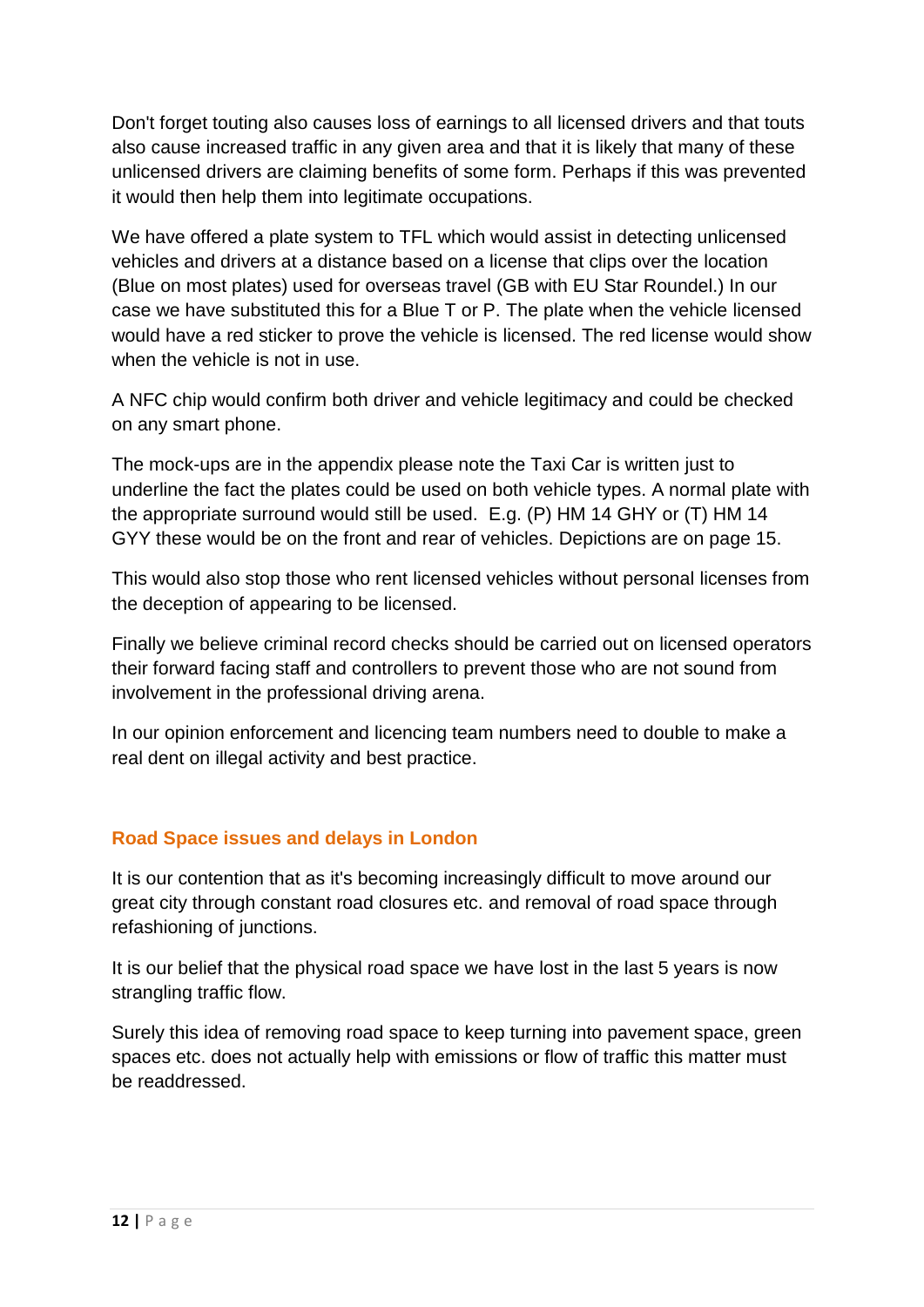Don't forget touting also causes loss of earnings to all licensed drivers and that touts also cause increased traffic in any given area and that it is likely that many of these unlicensed drivers are claiming benefits of some form. Perhaps if this was prevented it would then help them into legitimate occupations.

We have offered a plate system to TFL which would assist in detecting unlicensed vehicles and drivers at a distance based on a license that clips over the location (Blue on most plates) used for overseas travel (GB with EU Star Roundel.) In our case we have substituted this for a Blue T or P. The plate when the vehicle licensed would have a red sticker to prove the vehicle is licensed. The red license would show when the vehicle is not in use.

A NFC chip would confirm both driver and vehicle legitimacy and could be checked on any smart phone.

The mock-ups are in the appendix please note the Taxi Car is written just to underline the fact the plates could be used on both vehicle types. A normal plate with the appropriate surround would still be used. E.g. (P) HM 14 GHY or (T) HM 14 GYY these would be on the front and rear of vehicles. Depictions are on page 15.

This would also stop those who rent licensed vehicles without personal licenses from the deception of appearing to be licensed.

Finally we believe criminal record checks should be carried out on licensed operators their forward facing staff and controllers to prevent those who are not sound from involvement in the professional driving arena.

In our opinion enforcement and licencing team numbers need to double to make a real dent on illegal activity and best practice.

## Road Space issues and delays in London

It is our contention that as it's becoming increasingly difficult to move around our great city through constant road closures etc. and removal of road space through refashioning of junctions.

It is our belief that the physical road space we have lost in the last 5 years is now strangling traffic flow.

Surely this idea of removing road space to keep turning into pavement space, green spaces etc. does not actually help with emissions or flow of traffic this matter must be readdressed.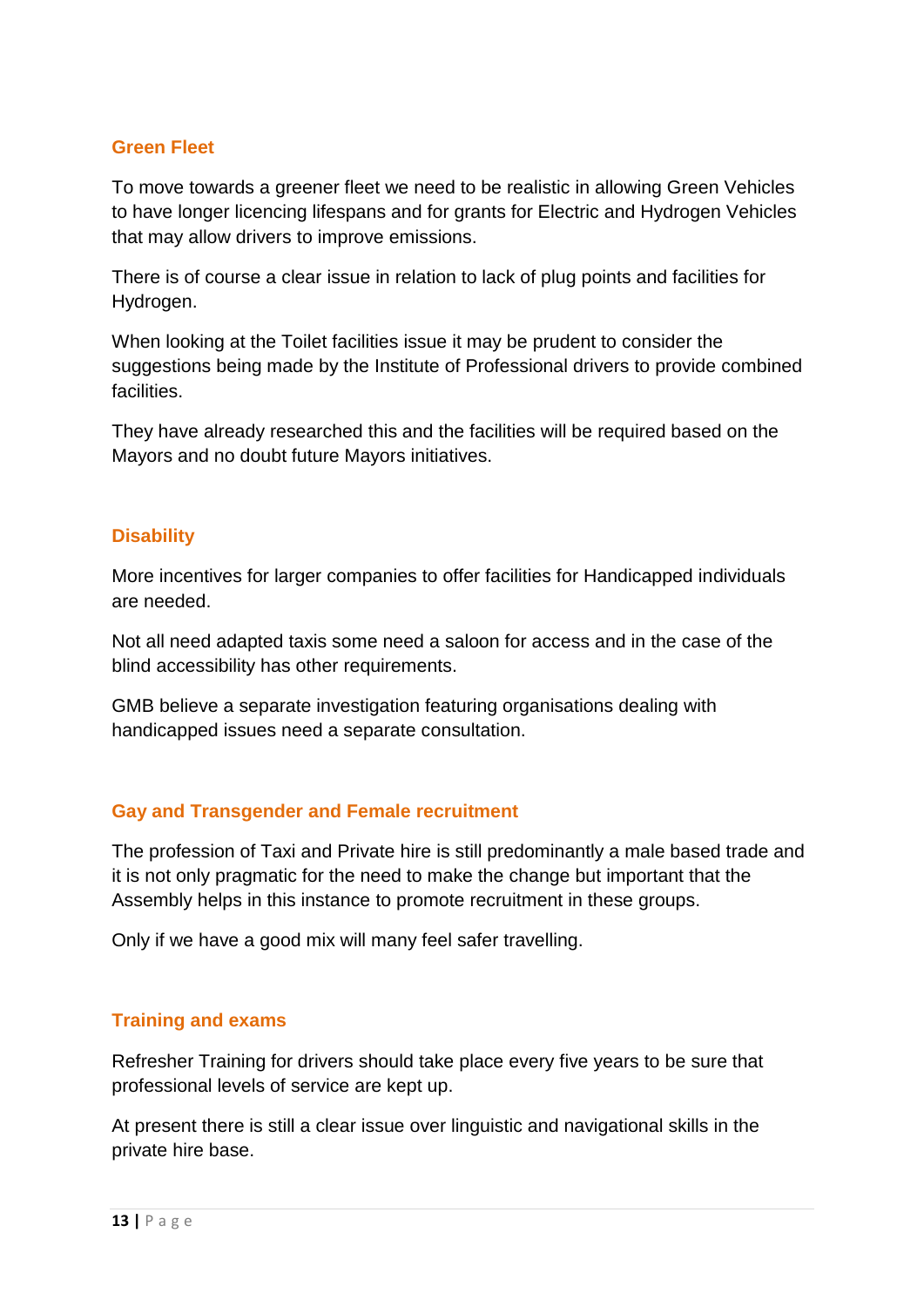### Green Fleet

To move towards a greener fleet we need to be realistic in allowing Green Vehicles to have longer licencing lifespans and for grants for Electric and Hydrogen Vehicles that may allow drivers to improve emissions.

There is of course a clear issue in relation to lack of plug points and facilities for Hydrogen.

When looking at the Toilet facilities issue it may be prudent to consider the suggestions being made by the Institute of Professional drivers to provide combined facilities.

They have already researched this and the facilities will be required based on the Mayors and no doubt future Mayors initiatives.

### Disability

More incentives for larger companies to offer facilities for Handicapped individuals are needed.

Not all need adapted taxis some need a saloon for access and in the case of the blind accessibility has other requirements.

GMB believe a separate investigation featuring organisations dealing with handicapped issues need a separate consultation.

### Gay and Transgender and Female recruitment

The profession of Taxi and Private hire is still predominantly a male based trade and it is not only pragmatic for the need to make the change but important that the Assembly helps in this instance to promote recruitment in these groups.

Only if we have a good mix will many feel safer travelling.

### Training and exams

Refresher Training for drivers should take place every five years to be sure that professional levels of service are kept up.

At present there is still a clear issue over linguistic and navigational skills in the private hire base.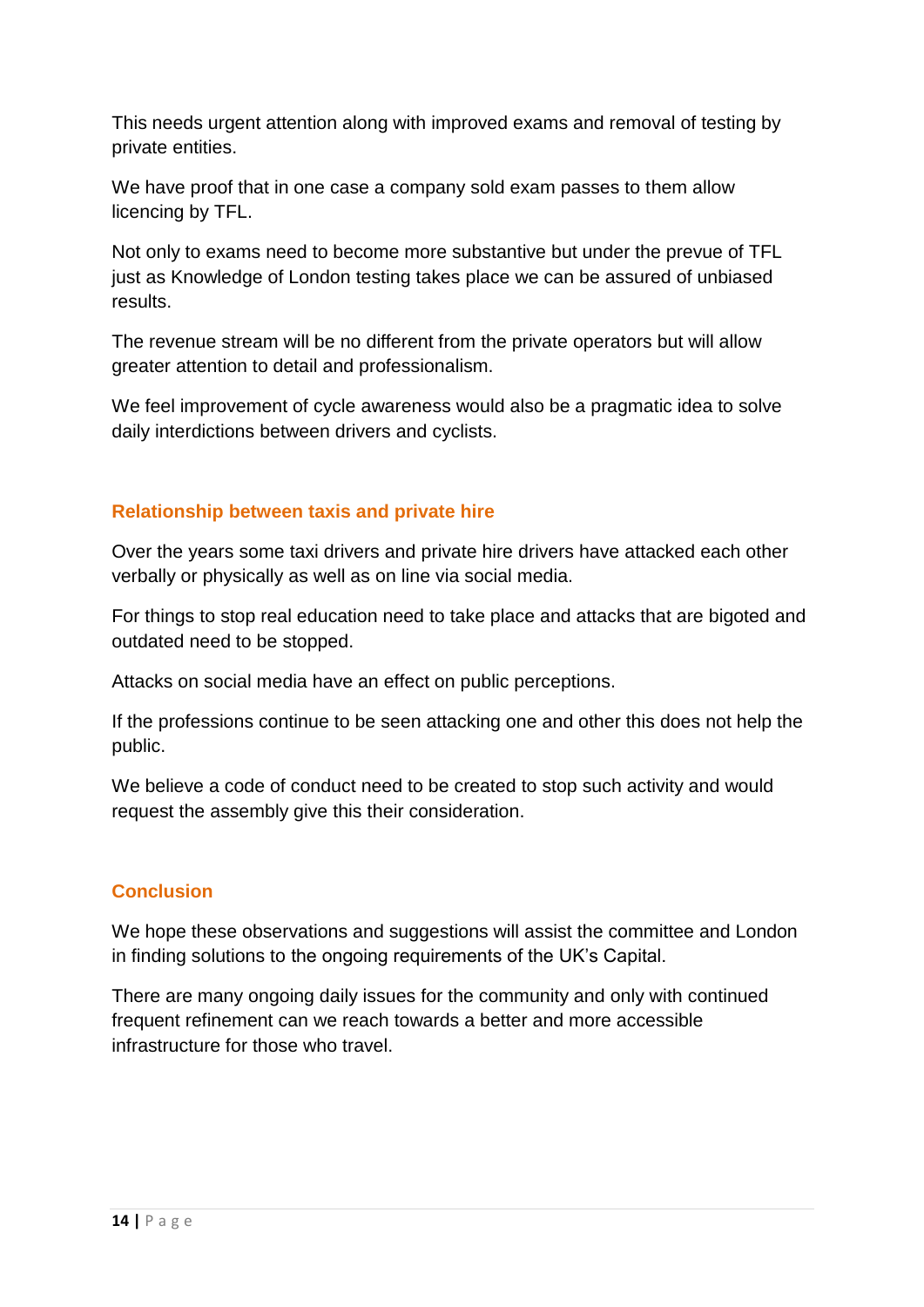This needs urgent attention along with improved exams and removal of testing by private entities.

We have proof that in one case a company sold exam passes to them allow licencing by TFL.

Not only to exams need to become more substantive but under the prevue of TFL just as Knowledge of London testing takes place we can be assured of unbiased results.

The revenue stream will be no different from the private operators but will allow greater attention to detail and professionalism.

We feel improvement of cycle awareness would also be a pragmatic idea to solve daily interdictions between drivers and cyclists.

## Relationship between taxis and private hire

Over the years some taxi drivers and private hire drivers have attacked each other verbally or physically as well as on line via social media.

For things to stop real education need to take place and attacks that are bigoted and outdated need to be stopped.

Attacks on social media have an effect on public perceptions.

If the professions continue to be seen attacking one and other this does not help the public.

We believe a code of conduct need to be created to stop such activity and would request the assembly give this their consideration.

## Conclusion

We hope these observations and suggestions will assist the committee and London in finding solutions to the ongoing requirements of the UK's Capital.

There are many ongoing daily issues for the community and only with continued frequent refinement can we reach towards a better and more accessible infrastructure for those who travel.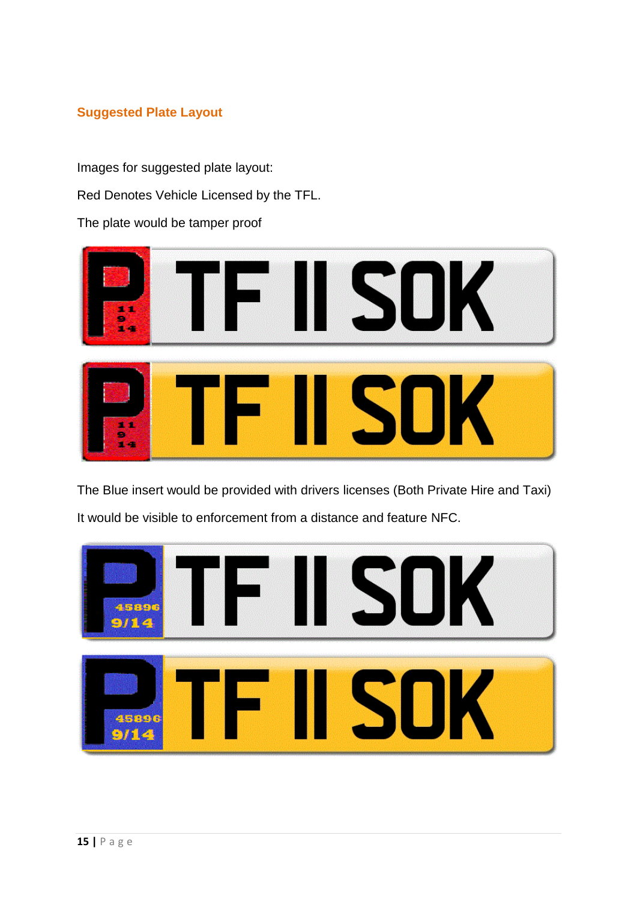## Suggested Plate Layout

Images for suggested plate layout:

Red Denotes Vehicle Licensed by the TFL.

The plate would be tamper proof

The Blue insert would be provided with drivers licenses (Both Private Hire and Taxi)

It would be visible to enforcement from a distance and feature NFC.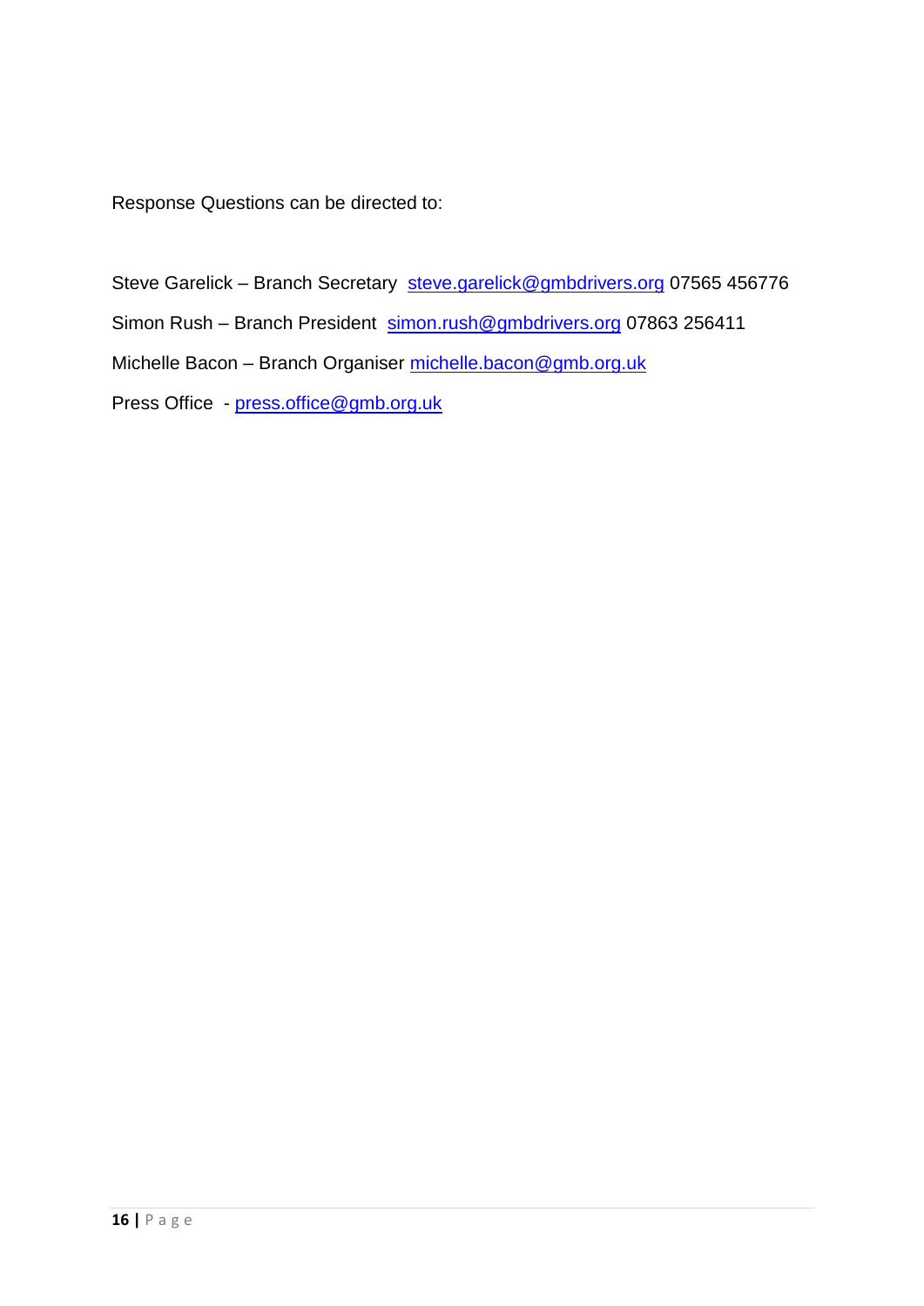Response Questions can be directed to:

Steve Garelick – Branch Secretary steve.garelick@gmbdrivers.org 07565 456776

Simon Rush – Branch President simon.rush@gmbdrivers.org 07863 256411

Michelle Bacon – Branch Organiser michelle.bacon@gmb.org.uk

Press Office - press.office@gmb.org.uk